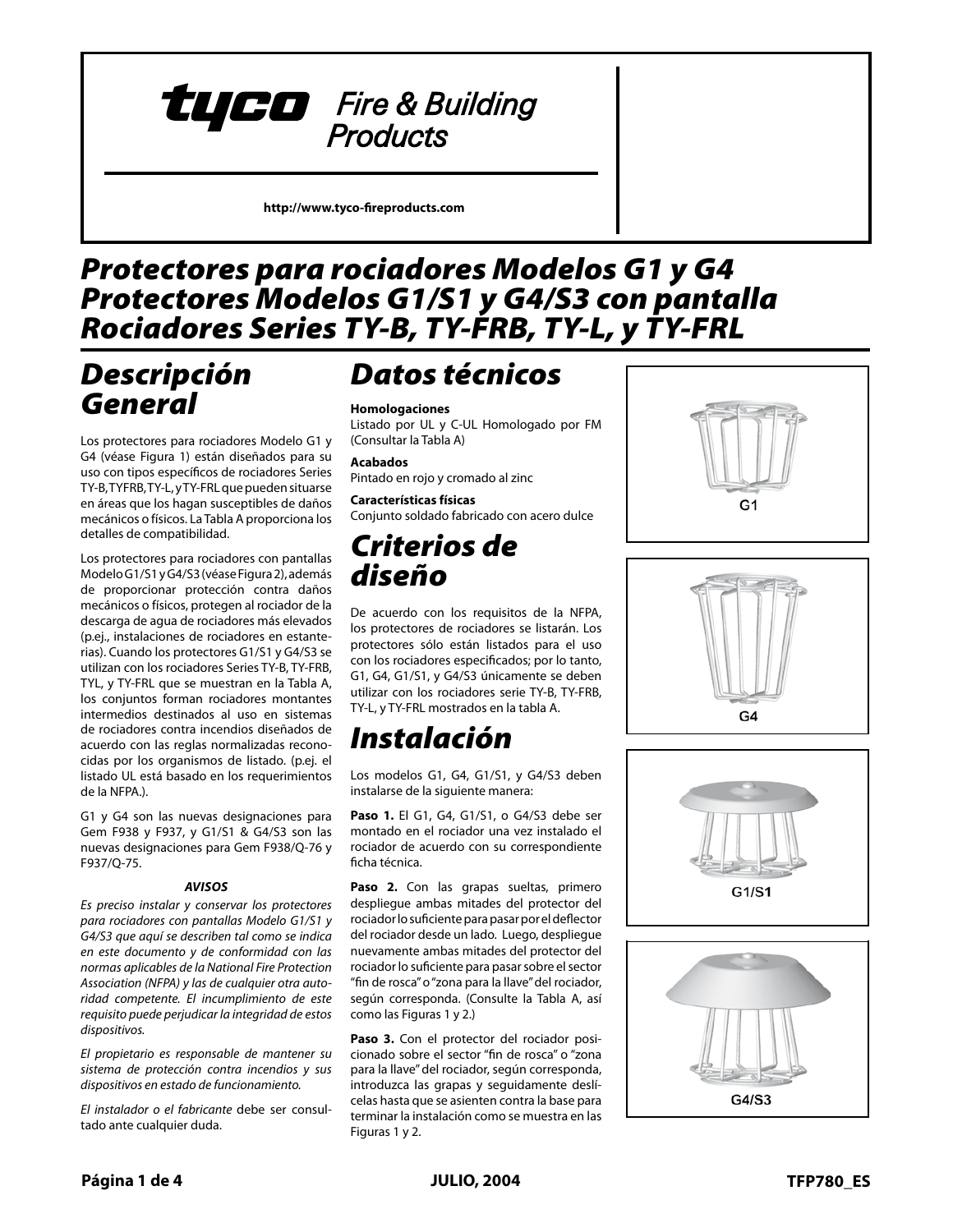tyco Fire & Building Products

http://www.tyco-fireproducts.com

# Protectores para rociadores Modelos G1 y G4 Protectores Modelos G1/S1 y G4/S3 con pantalla Rociadores Series TY-B, TY-FRB, TY-L, y TY-FRL

## Descripción General

Los protectores para rociadores Modelo G1 y G4 (véase Figura 1) están diseñados para su uso con tipos específicos de rociadores Series TY-B, TYFRB, TY-L, y TY-FRL que pueden situarse en áreas que los hagan susceptibles de daños mecánicos o físicos. La Tabla A proporciona los detalles de compatibilidad.

Los protectores para rociadores con pantallas Modelo G1/S1 y G4/S3 (véase Figura 2), además de proporcionar protección contra daños mecánicos o físicos, protegen al rociador de la descarga de agua de rociadores más elevados (p.ej., instalaciones de rociadores en estanterías). Cuando los protectores G1/S1 y G4/S3 se utilizan con los rociadores Series TY-B, TY-FRB, TYL, y TY-FRL que se muestran en la Tabla A, los conjuntos forman rociadores montantes intermedios destinados al uso en sistemas de rociadores contra incendios diseñados de acuerdo con las reglas normalizadas reconocidas por los organismos de listado. (p.ej. el listado UL está basado en los requerimientos de la NFPA.).

G1 y G4 son las nuevas designaciones para Gem F938 y F937, y G1/S1 & G4/S3 son las nuevas designaciones para Gem F938/Q-76 y F937/Q-75.

***AVISOS***

*Es preciso instalar y conservar los protectores para rociadores con pantallas Modelo G1/S1 y G4/S3 que aquí se describen tal como se indica en este documento y de conformidad con las normas aplicables de la National Fire Protection Association (NFPA) y las de cualquier otra autoridad competente. El incumplimiento de este requisito puede perjudicar la integridad de estos dispositivos.*

*El propietario es responsable de mantener su sistema de protección contra incendios y sus dispositivos en estado de funcionamiento.*

*El instalador o el fabricante* debe ser consultado ante cualquier duda.

## Datos técnicos

**Homologaciones**
Listado por UL y C-UL Homologado por FM (Consultar la Tabla A)

**Acabados**
Pintado en rojo y cromado al zinc

**Características físicas**
Conjunto soldado fabricado con acero dulce

## Criterios de diseño

De acuerdo con los requisitos de la NFPA, los protectores de rociadores se listarán. Los protectores sólo están listados para el uso con los rociadores especificados; por lo tanto, G1, G4, G1/S1, y G4/S3 únicamente se deben utilizar con los rociadores serie TY-B, TY-FRB, TY-L, y TY-FRL mostrados en la tabla A.

## Instalación

Los modelos G1, G4, G1/S1, y G4/S3 deben instalarse de la siguiente manera:

**Paso 1.** El G1, G4, G1/S1, o G4/S3 debe ser montado en el rociador una vez instalado el rociador de acuerdo con su correspondiente ficha técnica.

**Paso 2.** Con las grapas sueltas, primero despliegue ambas mitades del protector del rociador lo suficiente para pasar por el deflector del rociador desde un lado. Luego, despliegue nuevamente ambas mitades del protector del rociador lo suficiente para pasar sobre el sector "fin de rosca" o "zona para la llave" del rociador, según corresponda. (Consulte la Tabla A, así como las Figuras 1 y 2.)

**Paso 3.** Con el protector del rociador posicionado sobre el sector "fin de rosca" o "zona para la llave" del rociador, según corresponda, introduzca las grapas y seguidamente deslícelas hasta que se asienten contra la base para terminar la instalación como se muestra en las Figuras 1 y 2.

G1

G4

G1/S1

G4/S3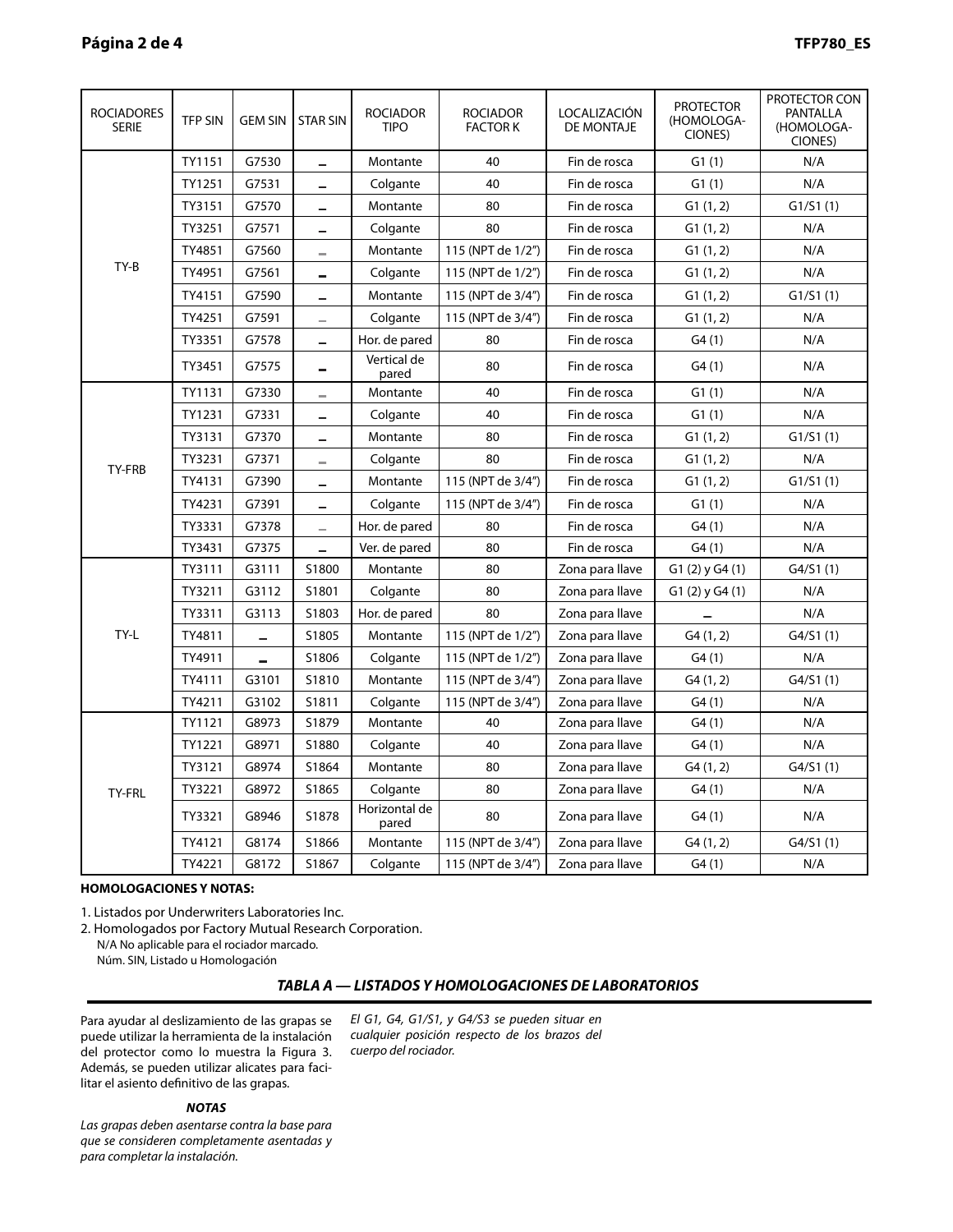| ROCIADORES SERIE | TFP SIN | GEM SIN | STAR SIN | ROCIADOR TIPO | ROCIADOR FACTOR K | LOCALIZACIÓN DE MONTAJE | PROTECTOR (HOMOLOGA-CIONES) | PROTECTOR CON PANTALLA (HOMOLOGA-CIONES) |
|---|---|---|---|---|---|---|---|---|
| TY-B | TY1151 | G7530 | – | Montante | 40 | Fin de rosca | G1 (1) | N/A |
| | TY1251 | G7531 | – | Colgante | 40 | Fin de rosca | G1 (1) | N/A |
| | TY3151 | G7570 | – | Montante | 80 | Fin de rosca | G1 (1, 2) | G1/S1 (1) |
| | TY3251 | G7571 | – | Colgante | 80 | Fin de rosca | G1 (1, 2) | N/A |
| | TY4851 | G7560 | – | Montante | 115 (NPT de 1/2") | Fin de rosca | G1 (1, 2) | N/A |
| | TY4951 | G7561 | – | Colgante | 115 (NPT de 1/2") | Fin de rosca | G1 (1, 2) | N/A |
| | TY4151 | G7590 | – | Montante | 115 (NPT de 3/4") | Fin de rosca | G1 (1, 2) | G1/S1 (1) |
| | TY4251 | G7591 | – | Colgante | 115 (NPT de 3/4") | Fin de rosca | G1 (1, 2) | N/A |
| | TY3351 | G7578 | – | Hor. de pared | 80 | Fin de rosca | G4 (1) | N/A |
| | TY3451 | G7575 | – | Vertical de pared | 80 | Fin de rosca | G4 (1) | N/A |
| TY-FRB | TY1131 | G7330 | – | Montante | 40 | Fin de rosca | G1 (1) | N/A |
| | TY1231 | G7331 | – | Colgante | 40 | Fin de rosca | G1 (1) | N/A |
| | TY3131 | G7370 | – | Montante | 80 | Fin de rosca | G1 (1, 2) | G1/S1 (1) |
| | TY3231 | G7371 | – | Colgante | 80 | Fin de rosca | G1 (1, 2) | N/A |
| | TY4131 | G7390 | – | Montante | 115 (NPT de 3/4") | Fin de rosca | G1 (1, 2) | G1/S1 (1) |
| | TY4231 | G7391 | – | Colgante | 115 (NPT de 3/4") | Fin de rosca | G1 (1) | N/A |
| | TY3331 | G7378 | – | Hor. de pared | 80 | Fin de rosca | G4 (1) | N/A |
| | TY3431 | G7375 | – | Ver. de pared | 80 | Fin de rosca | G4 (1) | N/A |
| TY-L | TY3111 | G3111 | S1800 | Montante | 80 | Zona para llave | G1 (2) y G4 (1) | G4/S1 (1) |
| | TY3211 | G3112 | S1801 | Colgante | 80 | Zona para llave | G1 (2) y G4 (1) | N/A |
| | TY3311 | G3113 | S1803 | Hor. de pared | 80 | Zona para llave | – | N/A |
| | TY4811 | – | S1805 | Montante | 115 (NPT de 1/2") | Zona para llave | G4 (1, 2) | G4/S1 (1) |
| | TY4911 | – | S1806 | Colgante | 115 (NPT de 1/2") | Zona para llave | G4 (1) | N/A |
| | TY4111 | G3101 | S1810 | Montante | 115 (NPT de 3/4") | Zona para llave | G4 (1, 2) | G4/S1 (1) |
| | TY4211 | G3102 | S1811 | Colgante | 115 (NPT de 3/4") | Zona para llave | G4 (1) | N/A |
| TY-FRL | TY1121 | G8973 | S1879 | Montante | 40 | Zona para llave | G4 (1) | N/A |
| | TY1221 | G8971 | S1880 | Colgante | 40 | Zona para llave | G4 (1) | N/A |
| | TY3121 | G8974 | S1864 | Montante | 80 | Zona para llave | G4 (1, 2) | G4/S1 (1) |
| | TY3221 | G8972 | S1865 | Colgante | 80 | Zona para llave | G4 (1) | N/A |
| | TY3321 | G8946 | S1878 | Horizontal de pared | 80 | Zona para llave | G4 (1) | N/A |
| | TY4121 | G8174 | S1866 | Montante | 115 (NPT de 3/4") | Zona para llave | G4 (1, 2) | G4/S1 (1) |
| | TY4221 | G8172 | S1867 | Colgante | 115 (NPT de 3/4") | Zona para llave | G4 (1) | N/A |

**HOMOLOGACIONES Y NOTAS:**

1. Listados por Underwriters Laboratories Inc.
2. Homologados por Factory Mutual Research Corporation.

N/A No aplicable para el rociador marcado.
Núm. SIN, Listado u Homologación

***TABLA A — LISTADOS Y HOMOLOGACIONES DE LABORATORIOS***

Para ayudar al deslizamiento de las grapas se puede utilizar la herramienta de la instalación del protector como lo muestra la Figura 3. Además, se pueden utilizar alicates para facilitar el asiento definitivo de las grapas.

***NOTAS***

*Las grapas deben asentarse contra la base para que se consideren completamente asentadas y para completar la instalación.*

*El G1, G4, G1/S1, y G4/S3 se pueden situar en cualquier posición respecto de los brazos del cuerpo del rociador.*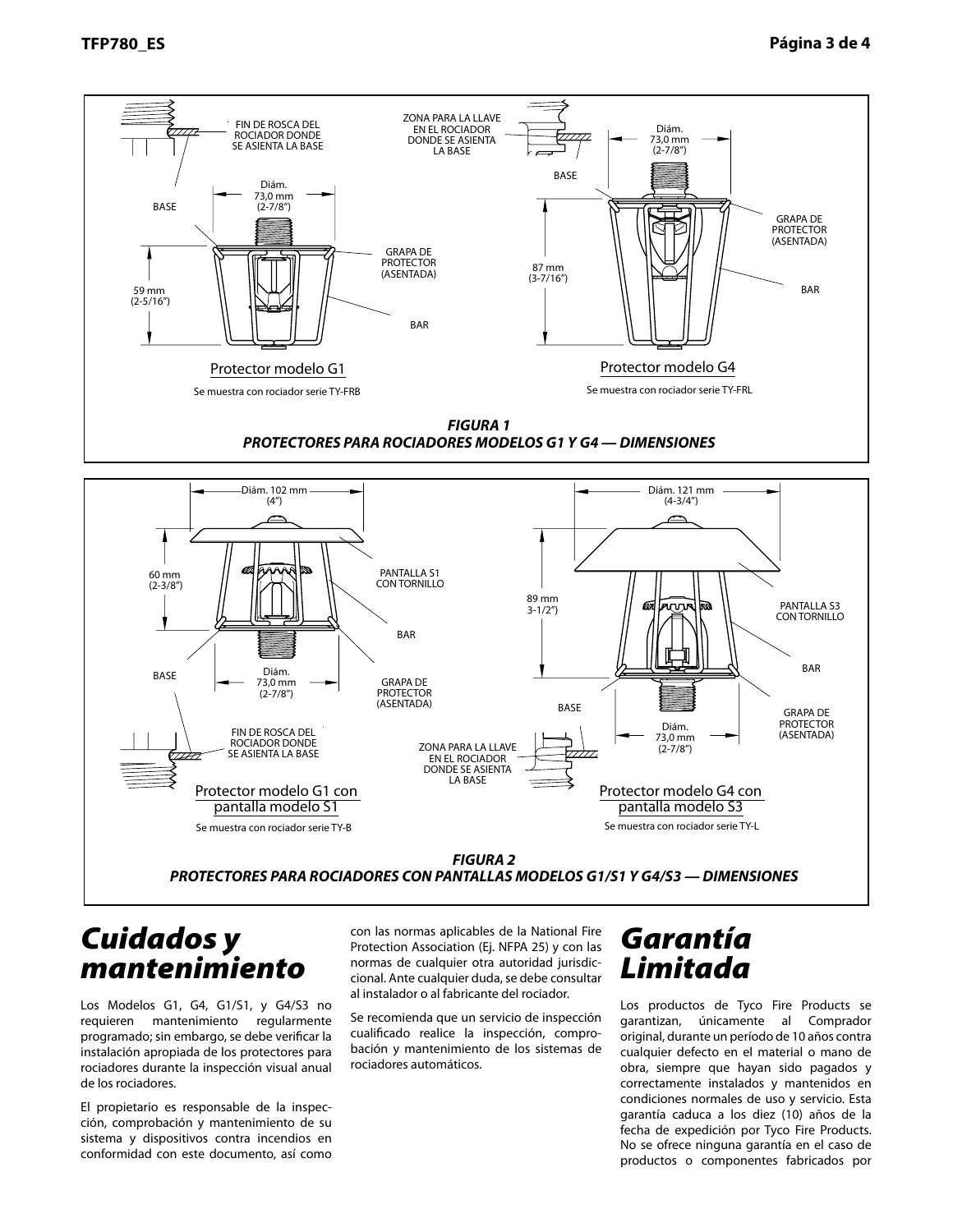FIN DE ROSCA DEL ROCIADOR DONDE SE ASIENTA LA BASE

BASE

Diám. 73,0 mm (2-7/8")

GRAPA DE PROTECTOR (ASENTADA)

59 mm (2-5/16")

BAR

Protector modelo G1

Se muestra con rociador serie TY-FRB

ZONA PARA LA LLAVE EN EL ROCIADOR DONDE SE ASIENTA LA BASE

Diám. 73,0 mm (2-7/8")

BASE

GRAPA DE PROTECTOR (ASENTADA)

87 mm (3-7/16")

BAR

Protector modelo G4

Se muestra con rociador serie TY-FRL

***FIGURA 1***
***PROTECTORES PARA ROCIADORES MODELOS G1 Y G4 — DIMENSIONES***

Diám. 102 mm (4")

60 mm (2-3/8")

PANTALLA S1 CON TORNILLO

BAR

BASE

Diám. 73,0 mm (2-7/8")

GRAPA DE PROTECTOR (ASENTADA)

FIN DE ROSCA DEL ROCIADOR DONDE SE ASIENTA LA BASE

Protector modelo G1 con pantalla modelo S1

Se muestra con rociador serie TY-B

Diám. 121 mm (4-3/4")

89 mm 3-1/2")

PANTALLA S3 CON TORNILLO

BAR

BASE

GRAPA DE PROTECTOR (ASENTADA)

Diám. 73,0 mm (2-7/8")

ZONA PARA LA LLAVE EN EL ROCIADOR DONDE SE ASIENTA LA BASE

Protector modelo G4 con pantalla modelo S3

Se muestra con rociador serie TY-L

***FIGURA 2***
***PROTECTORES PARA ROCIADORES CON PANTALLAS MODELOS G1/S1 Y G4/S3 — DIMENSIONES***

# *Cuidados y mantenimiento*

Los Modelos G1, G4, G1/S1, y G4/S3 no requieren mantenimiento regularmente programado; sin embargo, se debe verificar la instalación apropiada de los protectores para rociadores durante la inspección visual anual de los rociadores.

El propietario es responsable de la inspección, comprobación y mantenimiento de su sistema y dispositivos contra incendios en conformidad con este documento, así como con las normas aplicables de la National Fire Protection Association (Ej. NFPA 25) y con las normas de cualquier otra autoridad jurisdiccional. Ante cualquier duda, se debe consultar al instalador o al fabricante del rociador.

Se recomienda que un servicio de inspección cualificado realice la inspección, comprobación y mantenimiento de los sistemas de rociadores automáticos.

# *Garantía Limitada*

Los productos de Tyco Fire Products se garantizan, únicamente al Comprador original, durante un período de 10 años contra cualquier defecto en el material o mano de obra, siempre que hayan sido pagados y correctamente instalados y mantenidos en condiciones normales de uso y servicio. Esta garantía caduca a los diez (10) años de la fecha de expedición por Tyco Fire Products. No se ofrece ninguna garantía en el caso de productos o componentes fabricados por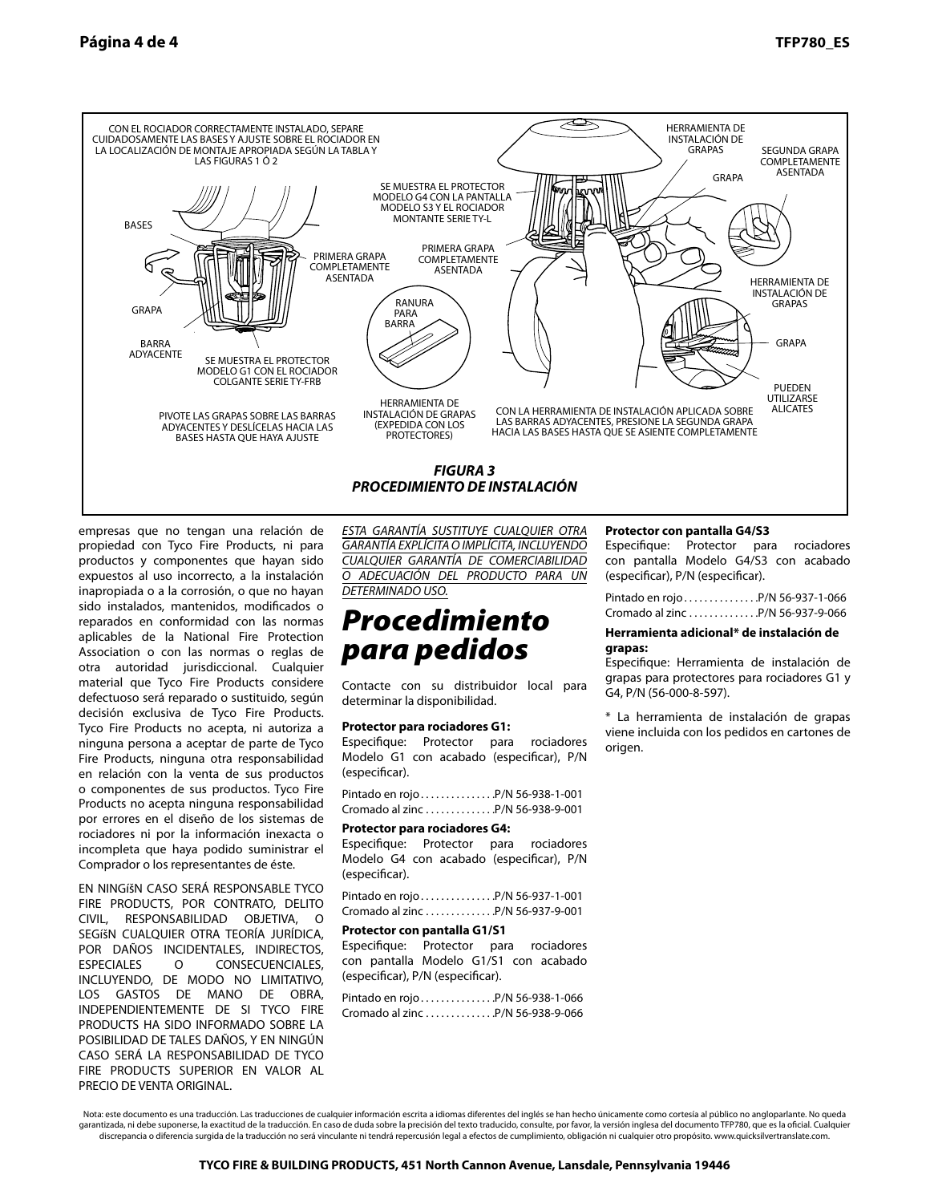CON EL ROCIADOR CORRECTAMENTE INSTALADO, SEPARE CUIDADOSAMENTE LAS BASES Y AJUSTE SOBRE EL ROCIADOR EN LA LOCALIZACIÓN DE MONTAJE APROPIADA SEGÚN LA TABLA Y LAS FIGURAS 1 Ó 2

BASES

GRAPA

BARRA ADYACENTE

PRIMERA GRAPA COMPLETAMENTE ASENTADA

SE MUESTRA EL PROTECTOR MODELO G1 CON EL ROCIADOR COLGANTE SERIE TY-FRB

PIVOTE LAS GRAPAS SOBRE LAS BARRAS ADYACENTES Y DESLÍCELAS HACIA LAS BASES HASTA QUE HAYA AJUSTE

SE MUESTRA EL PROTECTOR MODELO G4 CON LA PANTALLA MODELO S3 Y EL ROCIADOR MONTANTE SERIE TY-L

PRIMERA GRAPA COMPLETAMENTE ASENTADA

RANURA PARA BARRA

HERRAMIENTA DE INSTALACIÓN DE GRAPAS (EXPEDIDA CON LOS PROTECTORES)

HERRAMIENTA DE INSTALACIÓN DE GRAPAS

GRAPA

SEGUNDA GRAPA COMPLETAMENTE ASENTADA

HERRAMIENTA DE INSTALACIÓN DE GRAPAS

GRAPA

PUEDEN UTILIZARSE ALICATES

CON LA HERRAMIENTA DE INSTALACIÓN APLICADA SOBRE LAS BARRAS ADYACENTES, PRESIONE LA SEGUNDA GRAPA HACIA LAS BASES HASTA QUE SE ASIENTE COMPLETAMENTE

***FIGURA 3***
***PROCEDIMIENTO DE INSTALACIÓN***

empresas que no tengan una relación de propiedad con Tyco Fire Products, ni para productos y componentes que hayan sido expuestos al uso incorrecto, a la instalación inapropiada o a la corrosión, o que no hayan sido instalados, mantenidos, modificados o reparados en conformidad con las normas aplicables de la National Fire Protection Association o con las normas o reglas de otra autoridad jurisdiccional. Cualquier material que Tyco Fire Products considere defectuoso será reparado o sustituido, según decisión exclusiva de Tyco Fire Products. Tyco Fire Products no acepta, ni autoriza a ninguna persona a aceptar de parte de Tyco Fire Products, ninguna otra responsabilidad en relación con la venta de sus productos o componentes de sus productos. Tyco Fire Products no acepta ninguna responsabilidad por errores en el diseño de los sistemas de rociadores ni por la información inexacta o incompleta que haya podido suministrar el Comprador o los representantes de éste.

EN NINGíšN CASO SERÁ RESPONSABLE TYCO FIRE PRODUCTS, POR CONTRATO, DELITO CIVIL, RESPONSABILIDAD OBJETIVA, O SEGíšN CUALQUIER OTRA TEORÍA JURÍDICA, POR DAÑOS INCIDENTALES, INDIRECTOS, ESPECIALES O CONSECUENCIALES, INCLUYENDO, DE MODO NO LIMITATIVO, LOS GASTOS DE MANO DE OBRA, INDEPENDIENTEMENTE DE SI TYCO FIRE PRODUCTS HA SIDO INFORMADO SOBRE LA POSIBILIDAD DE TALES DAÑOS, Y EN NINGÚN CASO SERÁ LA RESPONSABILIDAD DE TYCO FIRE PRODUCTS SUPERIOR EN VALOR AL PRECIO DE VENTA ORIGINAL.

*ESTA GARANTÍA SUSTITUYE CUALQUIER OTRA GARANTÍA EXPLÍCITA O IMPLÍCITA, INCLUYENDO CUALQUIER GARANTÍA DE COMERCIABILIDAD O ADECUACIÓN DEL PRODUCTO PARA UN DETERMINADO USO.*

# *Procedimiento para pedidos*

Contacte con su distribuidor local para determinar la disponibilidad.

**Protector para rociadores G1:**
Especifique: Protector para rociadores Modelo G1 con acabado (especificar), P/N (especificar).

Pintado en rojo . . . . . . . . . . . . . . .P/N 56-938-1-001
Cromado al zinc . . . . . . . . . . . . . .P/N 56-938-9-001

**Protector para rociadores G4:**
Especifique: Protector para rociadores Modelo G4 con acabado (especificar), P/N (especificar).

Pintado en rojo . . . . . . . . . . . . . . .P/N 56-937-1-001
Cromado al zinc . . . . . . . . . . . . . .P/N 56-937-9-001

**Protector con pantalla G1/S1**
Especifique: Protector para rociadores con pantalla Modelo G1/S1 con acabado (especificar), P/N (especificar).

Pintado en rojo . . . . . . . . . . . . . . .P/N 56-938-1-066
Cromado al zinc . . . . . . . . . . . . . .P/N 56-938-9-066

**Protector con pantalla G4/S3**
Especifique: Protector para rociadores con pantalla Modelo G4/S3 con acabado (especificar), P/N (especificar).

Pintado en rojo . . . . . . . . . . . . . . .P/N 56-937-1-066
Cromado al zinc . . . . . . . . . . . . . .P/N 56-937-9-066

**Herramienta adicional* de instalación de grapas:**
Especifique: Herramienta de instalación de grapas para protectores para rociadores G1 y G4, P/N (56-000-8-597).

* La herramienta de instalación de grapas viene incluida con los pedidos en cartones de origen.

Nota: este documento es una traducción. Las traducciones de cualquier información escrita a idiomas diferentes del inglés se han hecho únicamente como cortesía al público no angloparlante. No queda garantizada, ni debe suponerse, la exactitud de la traducción. En caso de duda sobre la precisión del texto traducido, consulte, por favor, la versión inglesa del documento TFP780, que es la oficial. Cualquier discrepancia o diferencia surgida de la traducción no será vinculante ni tendrá repercusión legal a efectos de cumplimiento, obligación ni cualquier otro propósito. www.quicksilvertranslate.com.

**TYCO FIRE & BUILDING PRODUCTS, 451 North Cannon Avenue, Lansdale, Pennsylvania 19446**